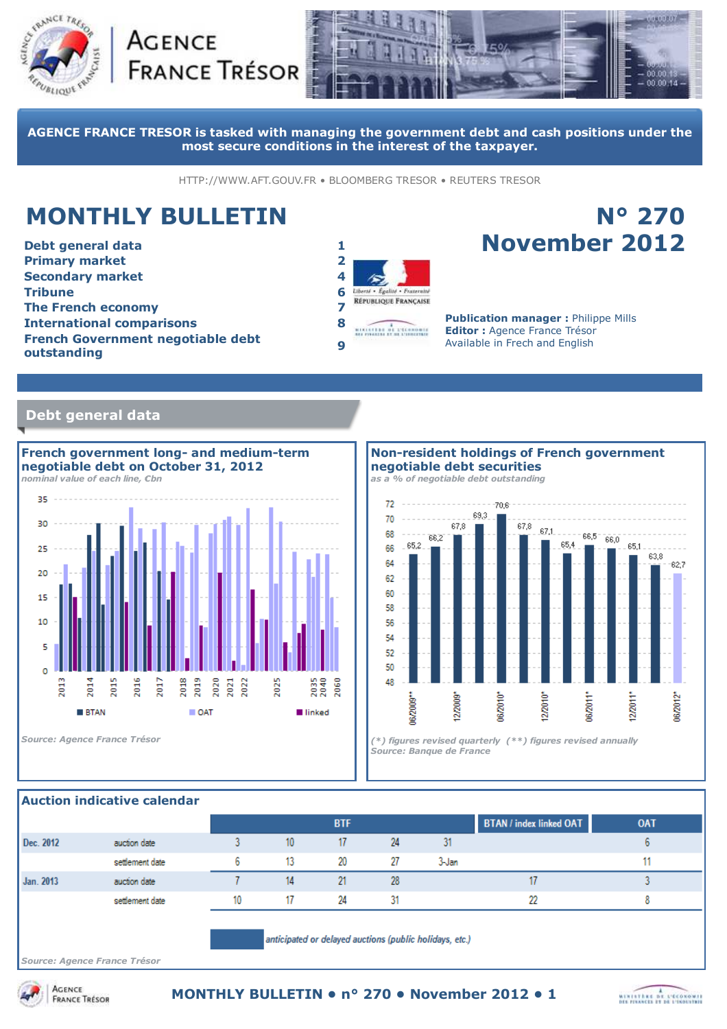# AGENCE FRANCE TRÉSOR

**AGENCE FRANCE TRESOR is tasked with managing the government debt and cash positions under the most secure conditions in the interest of the taxpayer.**

HTTP://WWW.AFT.GOUV.FR • BLOOMBERG TRESOR • REUTERS TRESOR

# MONTHLY BULLETIN

# N° 270 November 2012

| | |
|---|---|
| Debt general data | 1 |
| Primary market | 2 |
| Secondary market | 4 |
| Tribune | 6 |
| The French economy | 7 |
| International comparisons | 8 |
| French Government negotiable debt outstanding | 9 |

**Publication manager :** Philippe Mills
**Editor :** Agence France Trésor
Available in Frech and English

## Debt general data

### French government long- and medium-term negotiable debt on October 31, 2012

*nominal value of each line, €bn*

Legend: BTAN, OAT, linked

*Source: Agence France Trésor*

### Non-resident holdings of French government negotiable debt securities

*as a % of negotiable debt outstanding*

| 06/2009** | | 12/2009* | | 06/2010* | | 12/2010* | | 06/2011* | | 12/2011* | | 06/2012* |
|---|---|---|---|---|---|---|---|---|---|---|---|---|
| 65,2 | 66,2 | 67,8 | 69,3 | 70,6 | 67,8 | 67,1 | 65,4 | 66,5 | 66,0 | 65,1 | 63,8 | 62,7 |

*(\*) figures revised quarterly (\*\*) figures revised annually*
*Source: Banque de France*

### Auction indicative calendar

| | | BTF | | | | | BTAN / index linked OAT | OAT |
|---|---|---|---|---|---|---|---|---|
| Dec. 2012 | auction date | 3 | 10 | 17 | 24 | 31 | | 6 |
| | settlement date | 6 | 13 | 20 | 27 | 3-Jan | | 11 |
| Jan. 2013 | auction date | 7 | 14 | 21 | 28 | | 17 | 3 |
| | settlement date | 10 | 17 | 24 | 31 | | 22 | 8 |

*anticipated or delayed auctions (public holidays, etc.)*

*Source: Agence France Trésor*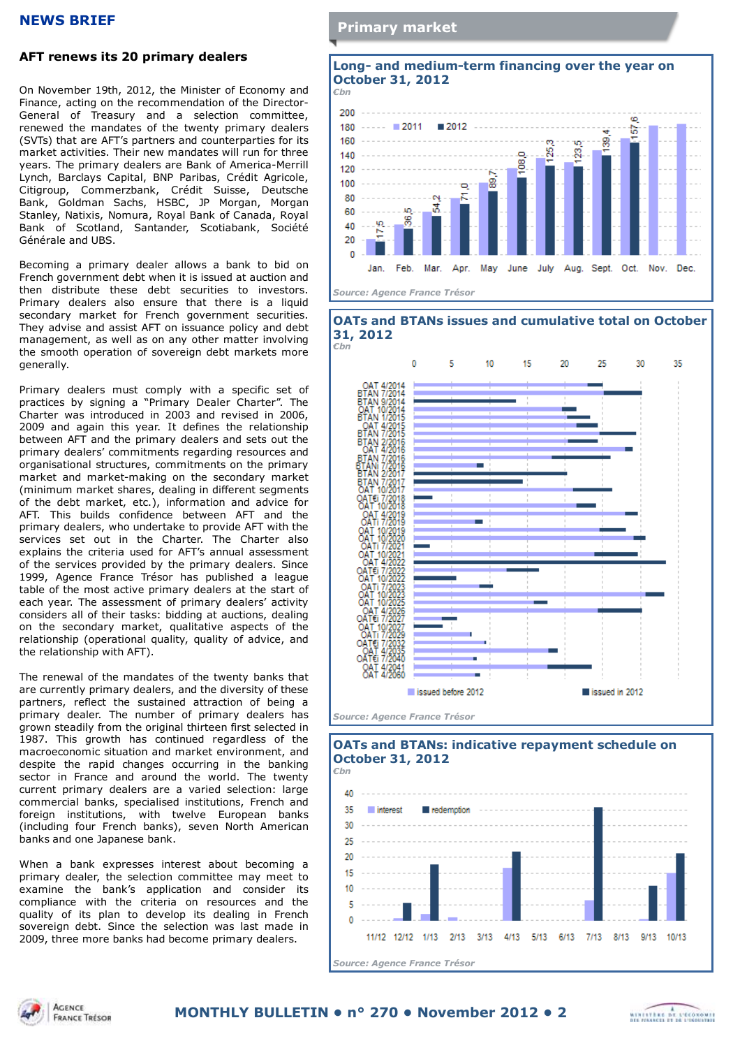## NEWS BRIEF

### AFT renews its 20 primary dealers

On November 19th, 2012, the Minister of Economy and Finance, acting on the recommendation of the Director-General of Treasury and a selection committee, renewed the mandates of the twenty primary dealers (SVTs) that are AFT's partners and counterparties for its market activities. Their new mandates will run for three years. The primary dealers are Bank of America-Merrill Lynch, Barclays Capital, BNP Paribas, Crédit Agricole, Citigroup, Commerzbank, Crédit Suisse, Deutsche Bank, Goldman Sachs, HSBC, JP Morgan, Morgan Stanley, Natixis, Nomura, Royal Bank of Canada, Royal Bank of Scotland, Santander, Scotiabank, Société Générale and UBS.

Becoming a primary dealer allows a bank to bid on French government debt when it is issued at auction and then distribute these debt securities to investors. Primary dealers also ensure that there is a liquid secondary market for French government securities. They advise and assist AFT on issuance policy and debt management, as well as on any other matter involving the smooth operation of sovereign debt markets more generally.

Primary dealers must comply with a specific set of practices by signing a "Primary Dealer Charter". The Charter was introduced in 2003 and revised in 2006, 2009 and again this year. It defines the relationship between AFT and the primary dealers and sets out the primary dealers' commitments regarding resources and organisational structures, commitments on the primary market and market-making on the secondary market (minimum market shares, dealing in different segments of the debt market, etc.), information and advice for AFT. This builds confidence between AFT and the primary dealers, who undertake to provide AFT with the services set out in the Charter. The Charter also explains the criteria used for AFT's annual assessment of the services provided by the primary dealers. Since 1999, Agence France Trésor has published a league table of the most active primary dealers at the start of each year. The assessment of primary dealers' activity considers all of their tasks: bidding at auctions, dealing on the secondary market, qualitative aspects of the relationship (operational quality, quality of advice, and the relationship with AFT).

The renewal of the mandates of the twenty banks that are currently primary dealers, and the diversity of these partners, reflect the sustained attraction of being a primary dealer. The number of primary dealers has grown steadily from the original thirteen first selected in 1987. This growth has continued regardless of the macroeconomic situation and market environment, and despite the rapid changes occurring in the banking sector in France and around the world. The twenty current primary dealers are a varied selection: large commercial banks, specialised institutions, French and foreign institutions, with twelve European banks (including four French banks), seven North American banks and one Japanese bank.

When a bank expresses interest about becoming a primary dealer, the selection committee may meet to examine the bank's application and consider its compliance with the criteria on resources and the quality of its plan to develop its dealing in French sovereign debt. Since the selection was last made in 2009, three more banks had become primary dealers.

## Primary market

### Long- and medium-term financing over the year on October 31, 2012

*€bn*

| | Jan. | Feb. | Mar. | Apr. | May | June | July | Aug. | Sept. | Oct. | Nov. | Dec. |
|---|---|---|---|---|---|---|---|---|---|---|---|---|
| 2012 | 17.5 | 36.5 | 54.2 | 71.0 | 89.7 | 108.0 | 125.3 | 123.5 | 139.4 | 157.6 | | |

*Source: Agence France Trésor*

### OATs and BTANs issues and cumulative total on October 31, 2012

*€bn*

Securities: OAT 4/2014, BTAN 7/2014, BTAN 9/2014, OAT 10/2014, BTAN 1/2015, OAT 4/2015, BTAN 7/2015, BTAN 2/2016, OAT 4/2016, BTAN 7/2016, BTANi 7/2016, BTAN 2/2017, BTAN 7/2017, OAT 10/2017, OAT€i 7/2018, OAT 10/2018, OAT 4/2019, OATi 7/2019, OAT 10/2019, OAT 10/2020, OATi 7/2021, OAT 10/2021, OAT 4/2022, OAT€i 7/2022, OAT 10/2022, OATi 7/2023, OAT 10/2023, OAT 10/2025, OAT 4/2026, OAT€i 7/2027, OAT 10/2027, OATi 7/2029, OAT€i 7/2032, OAT 4/2035, OAT€i 7/2040, OAT 4/2041, OAT 4/2060

Legend: issued before 2012; issued in 2012

*Source: Agence France Trésor*

### OATs and BTANs: indicative repayment schedule on October 31, 2012

*€bn*

Legend: interest; redemption. Months: 11/12, 12/12, 1/13, 2/13, 3/13, 4/13, 5/13, 6/13, 7/13, 8/13, 9/13, 10/13

*Source: Agence France Trésor*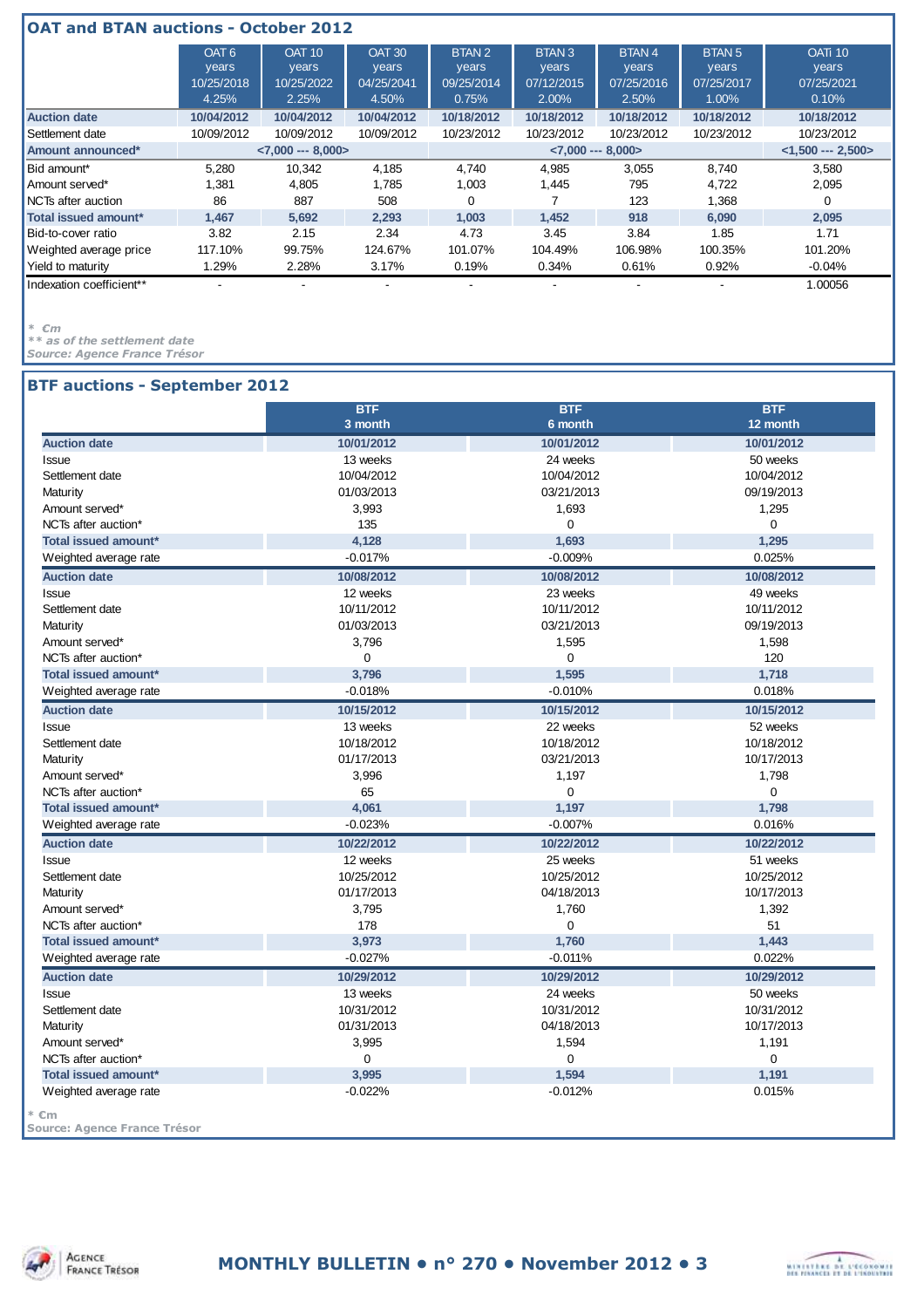## OAT and BTAN auctions - October 2012

| | OAT 6 years 10/25/2018 4.25% | OAT 10 years 10/25/2022 2.25% | OAT 30 years 04/25/2041 4.50% | BTAN 2 years 09/25/2014 0.75% | BTAN 3 years 07/12/2015 2.00% | BTAN 4 years 07/25/2016 2.50% | BTAN 5 years 07/25/2017 1.00% | OATi 10 years 07/25/2021 0.10% |
|---|---|---|---|---|---|---|---|---|
| **Auction date** | **10/04/2012** | **10/04/2012** | **10/04/2012** | **10/18/2012** | **10/18/2012** | **10/18/2012** | **10/18/2012** | **10/18/2012** |
| Settlement date | 10/09/2012 | 10/09/2012 | 10/09/2012 | 10/23/2012 | 10/23/2012 | 10/23/2012 | 10/23/2012 | 10/23/2012 |
| **Amount announced*** | | **<7,000 --- 8,000>** | | | **<7,000 --- 8,000>** | | | **<1,500 --- 2,500>** |
| Bid amount* | 5,280 | 10,342 | 4,185 | 4,740 | 4,985 | 3,055 | 8,740 | 3,580 |
| Amount served* | 1,381 | 4,805 | 1,785 | 1,003 | 1,445 | 795 | 4,722 | 2,095 |
| NCTs after auction | 86 | 887 | 508 | 0 | 7 | 123 | 1,368 | 0 |
| **Total issued amount*** | **1,467** | **5,692** | **2,293** | **1,003** | **1,452** | **918** | **6,090** | **2,095** |
| Bid-to-cover ratio | 3.82 | 2.15 | 2.34 | 4.73 | 3.45 | 3.84 | 1.85 | 1.71 |
| Weighted average price | 117.10% | 99.75% | 124.67% | 101.07% | 104.49% | 106.98% | 100.35% | 101.20% |
| Yield to maturity | 1.29% | 2.28% | 3.17% | 0.19% | 0.34% | 0.61% | 0.92% | -0.04% |
| Indexation coefficient** | - | - | - | - | - | - | - | 1.00056 |

*\* €m*
*\*\* as of the settlement date*
*Source: Agence France Trésor*

## BTF auctions - September 2012

| | BTF 3 month | BTF 6 month | BTF 12 month |
|---|---|---|---|
| **Auction date** | **10/01/2012** | **10/01/2012** | **10/01/2012** |
| Issue | 13 weeks | 24 weeks | 50 weeks |
| Settlement date | 10/04/2012 | 10/04/2012 | 10/04/2012 |
| Maturity | 01/03/2013 | 03/21/2013 | 09/19/2013 |
| Amount served* | 3,993 | 1,693 | 1,295 |
| NCTs after auction* | 135 | 0 | 0 |
| **Total issued amount*** | **4,128** | **1,693** | **1,295** |
| Weighted average rate | -0.017% | -0.009% | 0.025% |
| **Auction date** | **10/08/2012** | **10/08/2012** | **10/08/2012** |
| Issue | 12 weeks | 23 weeks | 49 weeks |
| Settlement date | 10/11/2012 | 10/11/2012 | 10/11/2012 |
| Maturity | 01/03/2013 | 03/21/2013 | 09/19/2013 |
| Amount served* | 3,796 | 1,595 | 1,598 |
| NCTs after auction* | 0 | 0 | 120 |
| **Total issued amount*** | **3,796** | **1,595** | **1,718** |
| Weighted average rate | -0.018% | -0.010% | 0.018% |
| **Auction date** | **10/15/2012** | **10/15/2012** | **10/15/2012** |
| Issue | 13 weeks | 22 weeks | 52 weeks |
| Settlement date | 10/18/2012 | 10/18/2012 | 10/18/2012 |
| Maturity | 01/17/2013 | 03/21/2013 | 10/17/2013 |
| Amount served* | 3,996 | 1,197 | 1,798 |
| NCTs after auction* | 65 | 0 | 0 |
| **Total issued amount*** | **4,061** | **1,197** | **1,798** |
| Weighted average rate | -0.023% | -0.007% | 0.016% |
| **Auction date** | **10/22/2012** | **10/22/2012** | **10/22/2012** |
| Issue | 12 weeks | 25 weeks | 51 weeks |
| Settlement date | 10/25/2012 | 10/25/2012 | 10/25/2012 |
| Maturity | 01/17/2013 | 04/18/2013 | 10/17/2013 |
| Amount served* | 3,795 | 1,760 | 1,392 |
| NCTs after auction* | 178 | 0 | 51 |
| **Total issued amount*** | **3,973** | **1,760** | **1,443** |
| Weighted average rate | -0.027% | -0.011% | 0.022% |
| **Auction date** | **10/29/2012** | **10/29/2012** | **10/29/2012** |
| Issue | 13 weeks | 24 weeks | 50 weeks |
| Settlement date | 10/31/2012 | 10/31/2012 | 10/31/2012 |
| Maturity | 01/31/2013 | 04/18/2013 | 10/17/2013 |
| Amount served* | 3,995 | 1,594 | 1,191 |
| NCTs after auction* | 0 | 0 | 0 |
| **Total issued amount*** | **3,995** | **1,594** | **1,191** |
| Weighted average rate | -0.022% | -0.012% | 0.015% |

*\* €m*
*Source: Agence France Trésor*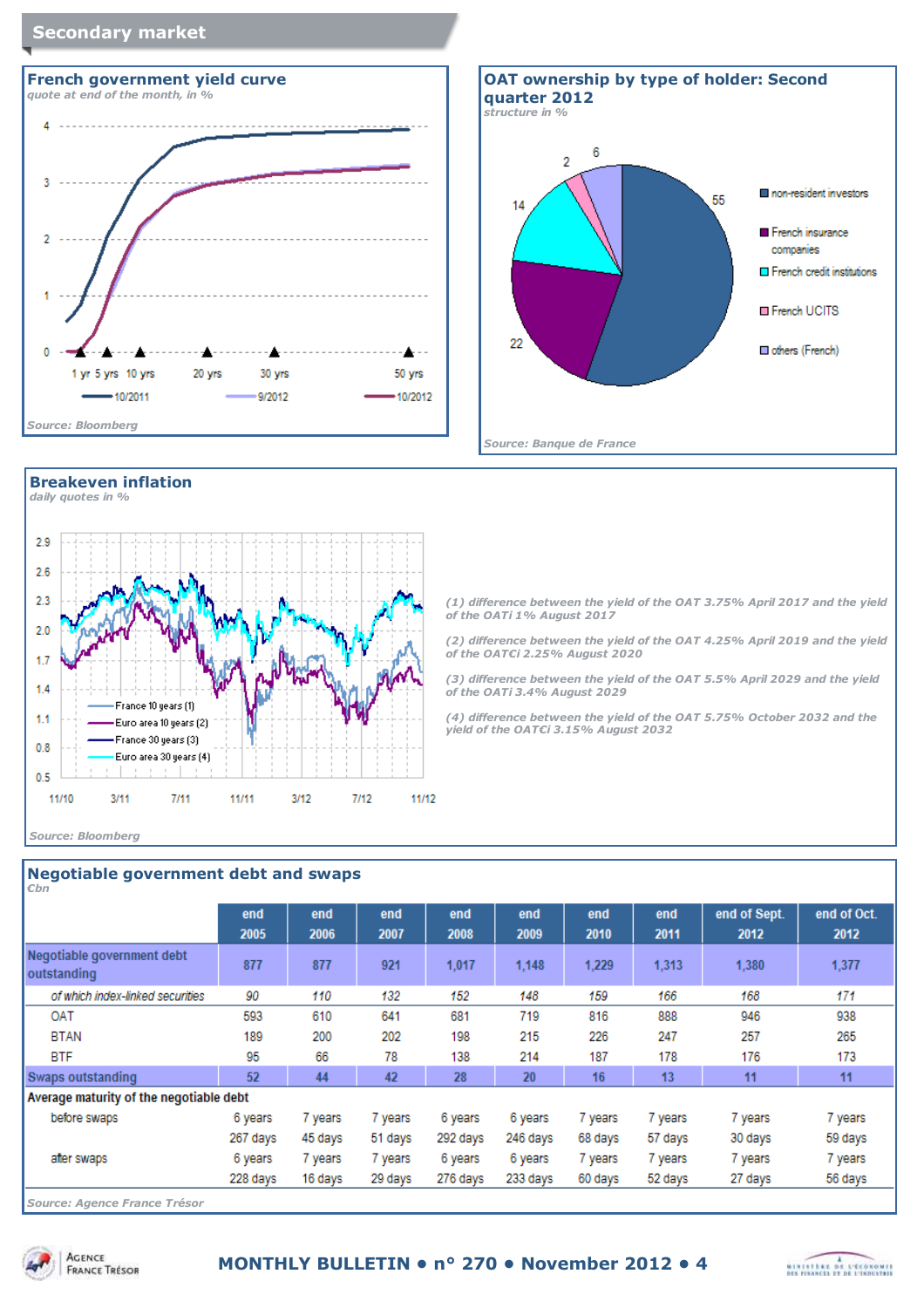# Secondary market

## French government yield curve

*quote at end of the month, in %*

1 yr, 5 yrs, 10 yrs, 20 yrs, 30 yrs, 50 yrs

10/2011 — 9/2012 — 10/2012

*Source: Bloomberg*

## OAT ownership by type of holder: Second quarter 2012

*structure in %*

- non-resident investors: 55
- French insurance companies: 22
- French credit institutions: 14
- French UCITS: 2
- others (French): 6

*Source: Banque de France*

## Breakeven inflation

*daily quotes in %*

France 10 years (1), Euro area 10 years (2), France 30 years (3), Euro area 30 years (4)

*(1) difference between the yield of the OAT 3.75% April 2017 and the yield of the OATi 1% August 2017*

*(2) difference between the yield of the OAT 4.25% April 2019 and the yield of the OAT€i 2.25% August 2020*

*(3) difference between the yield of the OAT 5.5% April 2029 and the yield of the OATi 3.4% August 2029*

*(4) difference between the yield of the OAT 5.75% October 2032 and the yield of the OAT€i 3.15% August 2032*

*Source: Bloomberg*

## Negotiable government debt and swaps

*€bn*

| | end 2005 | end 2006 | end 2007 | end 2008 | end 2009 | end 2010 | end 2011 | end of Sept. 2012 | end of Oct. 2012 |
|---|---|---|---|---|---|---|---|---|---|
| **Negotiable government debt outstanding** | **877** | **877** | **921** | **1,017** | **1,148** | **1,229** | **1,313** | **1,380** | **1,377** |
| *of which index-linked securities* | *90* | *110* | *132* | *152* | *148* | *159* | *166* | *168* | *171* |
| OAT | 593 | 610 | 641 | 681 | 719 | 816 | 888 | 946 | 938 |
| BTAN | 189 | 200 | 202 | 198 | 215 | 226 | 247 | 257 | 265 |
| BTF | 95 | 66 | 78 | 138 | 214 | 187 | 178 | 176 | 173 |
| **Swaps outstanding** | **52** | **44** | **42** | **28** | **20** | **16** | **13** | **11** | **11** |
| **Average maturity of the negotiable debt** | | | | | | | | | |
| before swaps | 6 years 267 days | 7 years 45 days | 7 years 51 days | 6 years 292 days | 6 years 246 days | 7 years 68 days | 7 years 57 days | 7 years 30 days | 7 years 59 days |
| after swaps | 6 years 228 days | 7 years 16 days | 7 years 29 days | 6 years 276 days | 6 years 233 days | 7 years 60 days | 7 years 52 days | 7 years 27 days | 7 years 56 days |

*Source: Agence France Trésor*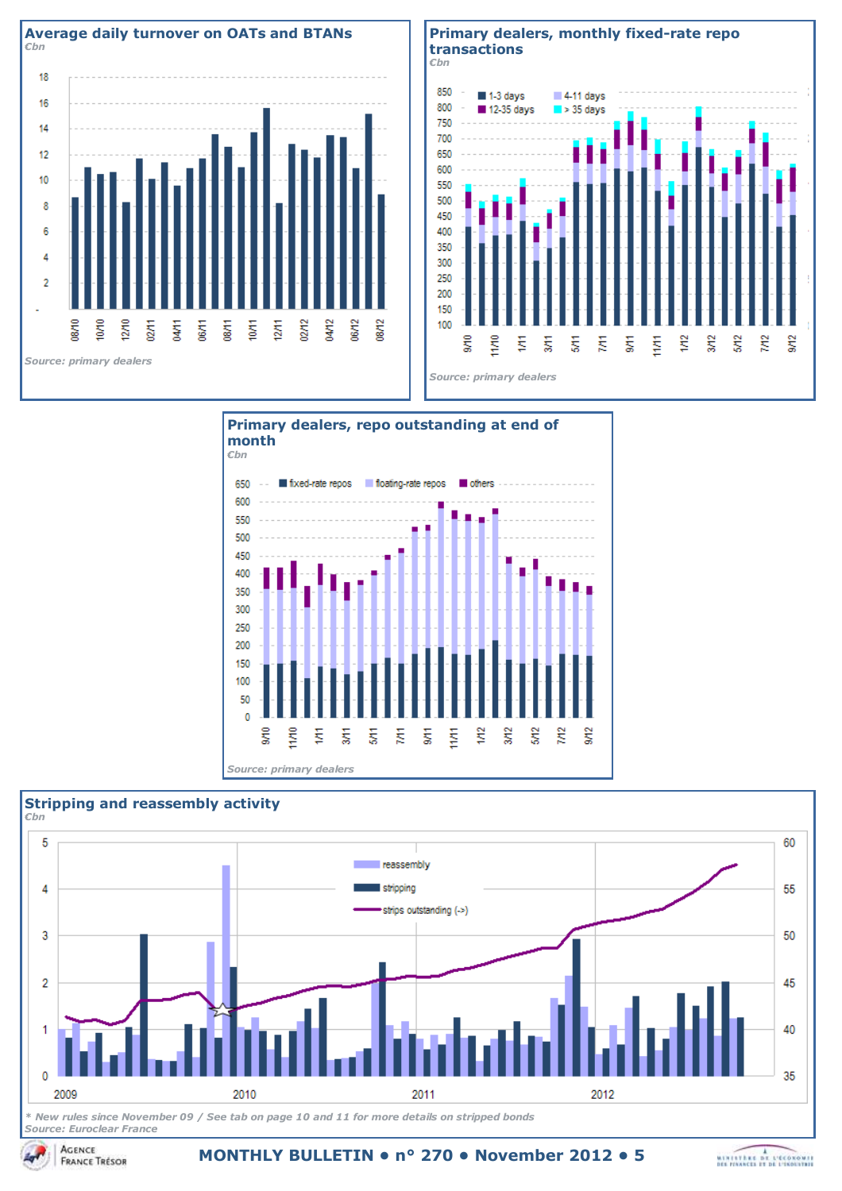## Average daily turnover on OATs and BTANs

*€bn*

*Source: primary dealers*

## Primary dealers, monthly fixed-rate repo transactions

*€bn*

*Source: primary dealers*

## Primary dealers, repo outstanding at end of month

*€bn*

*Source: primary dealers*

## Stripping and reassembly activity

*€bn*

*\* New rules since November 09 / See tab on page 10 and 11 for more details on stripped bonds*

*Source: Euroclear France*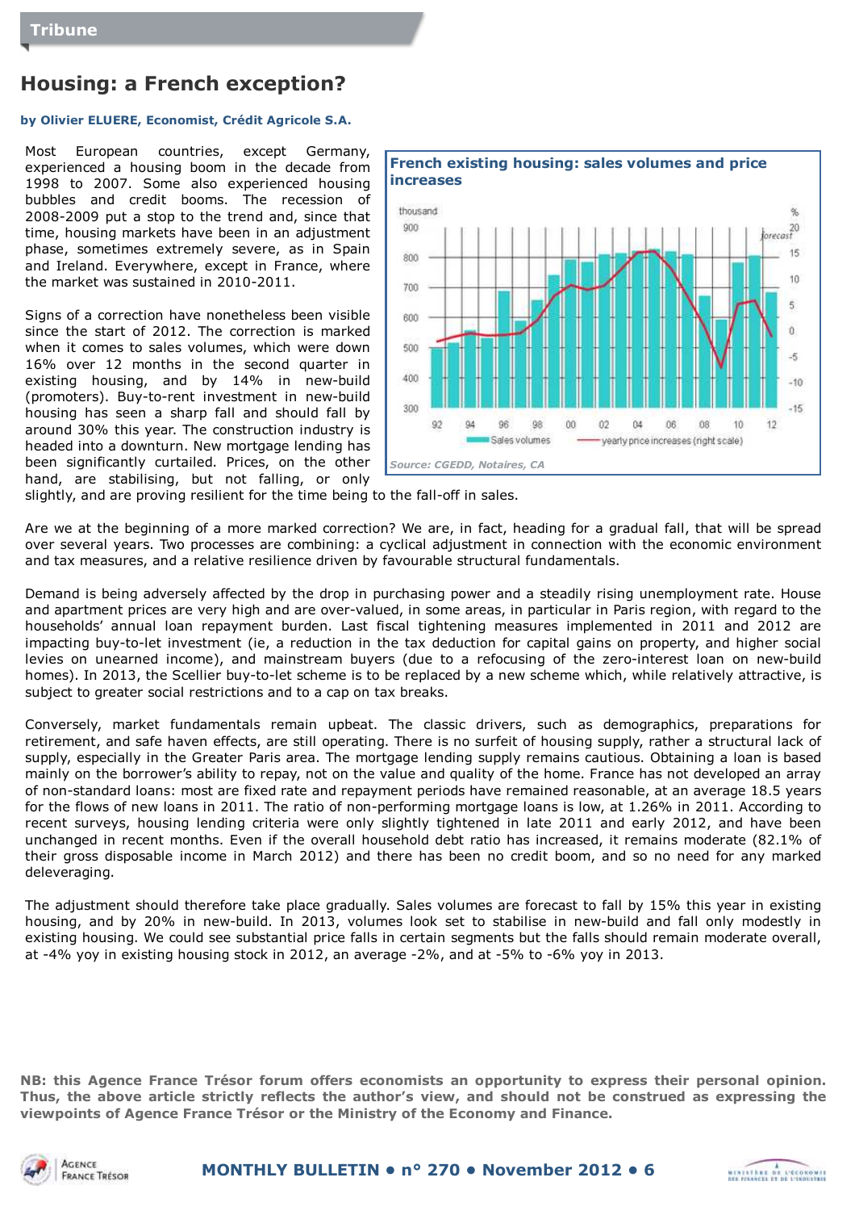Tribune

# Housing: a French exception?

**by Olivier ELUERE, Economist, Crédit Agricole S.A.**

Most European countries, except Germany, experienced a housing boom in the decade from 1998 to 2007. Some also experienced housing bubbles and credit booms. The recession of 2008-2009 put a stop to the trend and, since that time, housing markets have been in an adjustment phase, sometimes extremely severe, as in Spain and Ireland. Everywhere, except in France, where the market was sustained in 2010-2011.

Signs of a correction have nonetheless been visible since the start of 2012. The correction is marked when it comes to sales volumes, which were down 16% over 12 months in the second quarter in existing housing, and by 14% in new-build (promoters). Buy-to-rent investment in new-build housing has seen a sharp fall and should fall by around 30% this year. The construction industry is headed into a downturn. New mortgage lending has been significantly curtailed. Prices, on the other hand, are stabilising, but not falling, or only slightly, and are proving resilient for the time being to the fall-off in sales.

**French existing housing: sales volumes and price increases**

*Source: CGEDD, Notaires, CA*

Are we at the beginning of a more marked correction? We are, in fact, heading for a gradual fall, that will be spread over several years. Two processes are combining: a cyclical adjustment in connection with the economic environment and tax measures, and a relative resilience driven by favourable structural fundamentals.

Demand is being adversely affected by the drop in purchasing power and a steadily rising unemployment rate. House and apartment prices are very high and are over-valued, in some areas, in particular in Paris region, with regard to the households' annual loan repayment burden. Last fiscal tightening measures implemented in 2011 and 2012 are impacting buy-to-let investment (ie, a reduction in the tax deduction for capital gains on property, and higher social levies on unearned income), and mainstream buyers (due to a refocusing of the zero-interest loan on new-build homes). In 2013, the Scellier buy-to-let scheme is to be replaced by a new scheme which, while relatively attractive, is subject to greater social restrictions and to a cap on tax breaks.

Conversely, market fundamentals remain upbeat. The classic drivers, such as demographics, preparations for retirement, and safe haven effects, are still operating. There is no surfeit of housing supply, rather a structural lack of supply, especially in the Greater Paris area. The mortgage lending supply remains cautious. Obtaining a loan is based mainly on the borrower's ability to repay, not on the value and quality of the home. France has not developed an array of non-standard loans: most are fixed rate and repayment periods have remained reasonable, at an average 18.5 years for the flows of new loans in 2011. The ratio of non-performing mortgage loans is low, at 1.26% in 2011. According to recent surveys, housing lending criteria were only slightly tightened in late 2011 and early 2012, and have been unchanged in recent months. Even if the overall household debt ratio has increased, it remains moderate (82.1% of their gross disposable income in March 2012) and there has been no credit boom, and so no need for any marked deleveraging.

The adjustment should therefore take place gradually. Sales volumes are forecast to fall by 15% this year in existing housing, and by 20% in new-build. In 2013, volumes look set to stabilise in new-build and fall only modestly in existing housing. We could see substantial price falls in certain segments but the falls should remain moderate overall, at -4% yoy in existing housing stock in 2012, an average -2%, and at -5% to -6% yoy in 2013.

**NB: this Agence France Trésor forum offers economists an opportunity to express their personal opinion. Thus, the above article strictly reflects the author's view, and should not be construed as expressing the viewpoints of Agence France Trésor or the Ministry of the Economy and Finance.**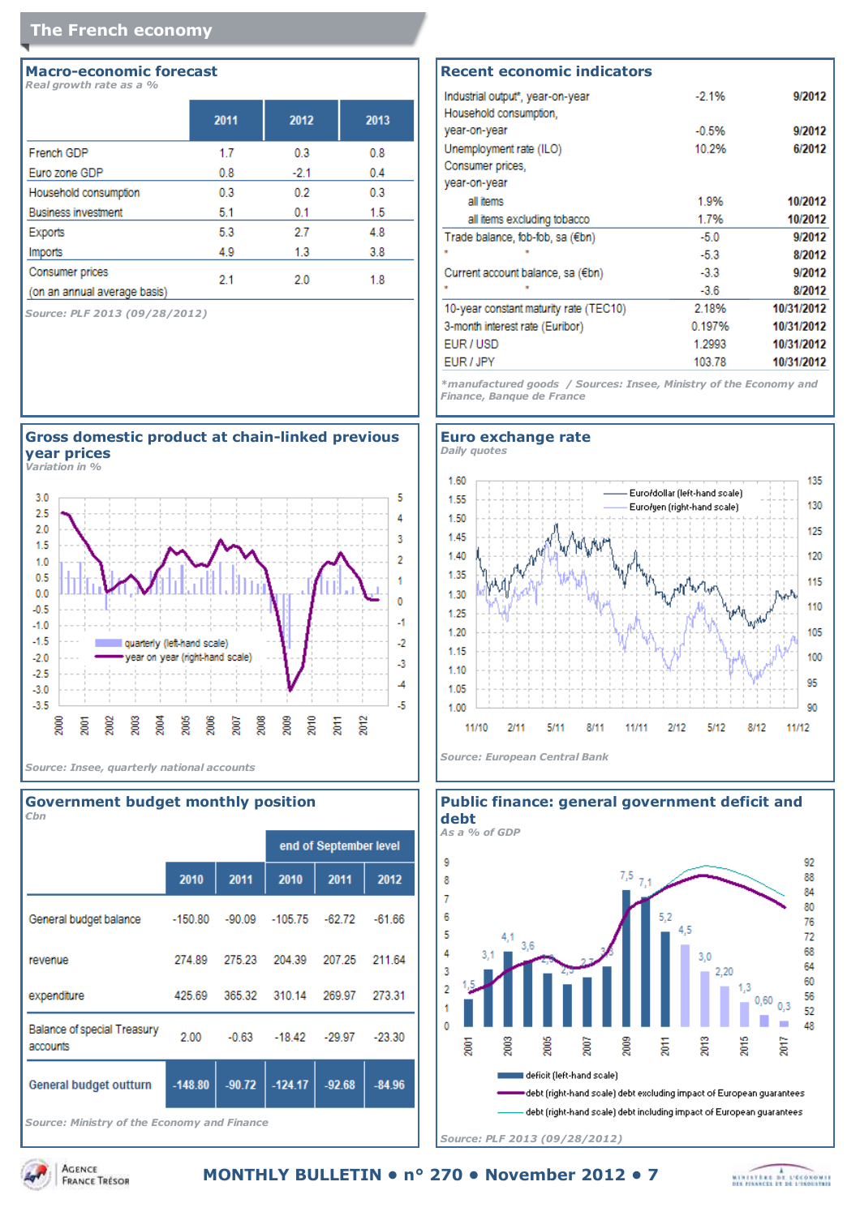# The French economy

## Macro-economic forecast

*Real growth rate as a %*

| | 2011 | 2012 | 2013 |
|---|---|---|---|
| French GDP | 1.7 | 0.3 | 0.8 |
| Euro zone GDP | 0.8 | -2.1 | 0.4 |
| Household consumption | 0.3 | 0.2 | 0.3 |
| Business investment | 5.1 | 0.1 | 1.5 |
| Exports | 5.3 | 2.7 | 4.8 |
| Imports | 4.9 | 1.3 | 3.8 |
| Consumer prices (on an annual average basis) | 2.1 | 2.0 | 1.8 |

*Source: PLF 2013 (09/28/2012)*

## Recent economic indicators

| | | |
|---|---|---|
| Industrial output*, year-on-year | -2.1% | 9/2012 |
| Household consumption, year-on-year | -0.5% | 9/2012 |
| Unemployment rate (ILO) | 10.2% | 6/2012 |
| Consumer prices, year-on-year | | |
| all items | 1.9% | 10/2012 |
| all items excluding tobacco | 1.7% | 10/2012 |
| Trade balance, fob-fob, sa (€bn) | -5.0 | 9/2012 |
| " " | -5.3 | 8/2012 |
| Current account balance, sa (€bn) | -3.3 | 9/2012 |
| " " | -3.6 | 8/2012 |
| 10-year constant maturity rate (TEC10) | 2.18% | 10/31/2012 |
| 3-month interest rate (Euribor) | 0.197% | 10/31/2012 |
| EUR / USD | 1.2993 | 10/31/2012 |
| EUR / JPY | 103.78 | 10/31/2012 |

*\*manufactured goods / Sources: Insee, Ministry of the Economy and Finance, Banque de France*

## Gross domestic product at chain-linked previous year prices

*Variation in %*

*Source: Insee, quarterly national accounts*

## Euro exchange rate

*Daily quotes*

*Source: European Central Bank*

## Government budget monthly position

*€bn*

| | 2010 | 2011 | end of September level 2010 | 2011 | 2012 |
|---|---|---|---|---|---|
| General budget balance | -150.80 | -90.09 | -105.75 | -62.72 | -61.66 |
| revenue | 274.89 | 275.23 | 204.39 | 207.25 | 211.64 |
| expenditure | 425.69 | 365.32 | 310.14 | 269.97 | 273.31 |
| Balance of special Treasury accounts | 2.00 | -0.63 | -18.42 | -29.97 | -23.30 |
| General budget outturn | -148.80 | -90.72 | -124.17 | -92.68 | -84.96 |

*Source: Ministry of the Economy and Finance*

## Public finance: general government deficit and debt

*As a % of GDP*

*Source: PLF 2013 (09/28/2012)*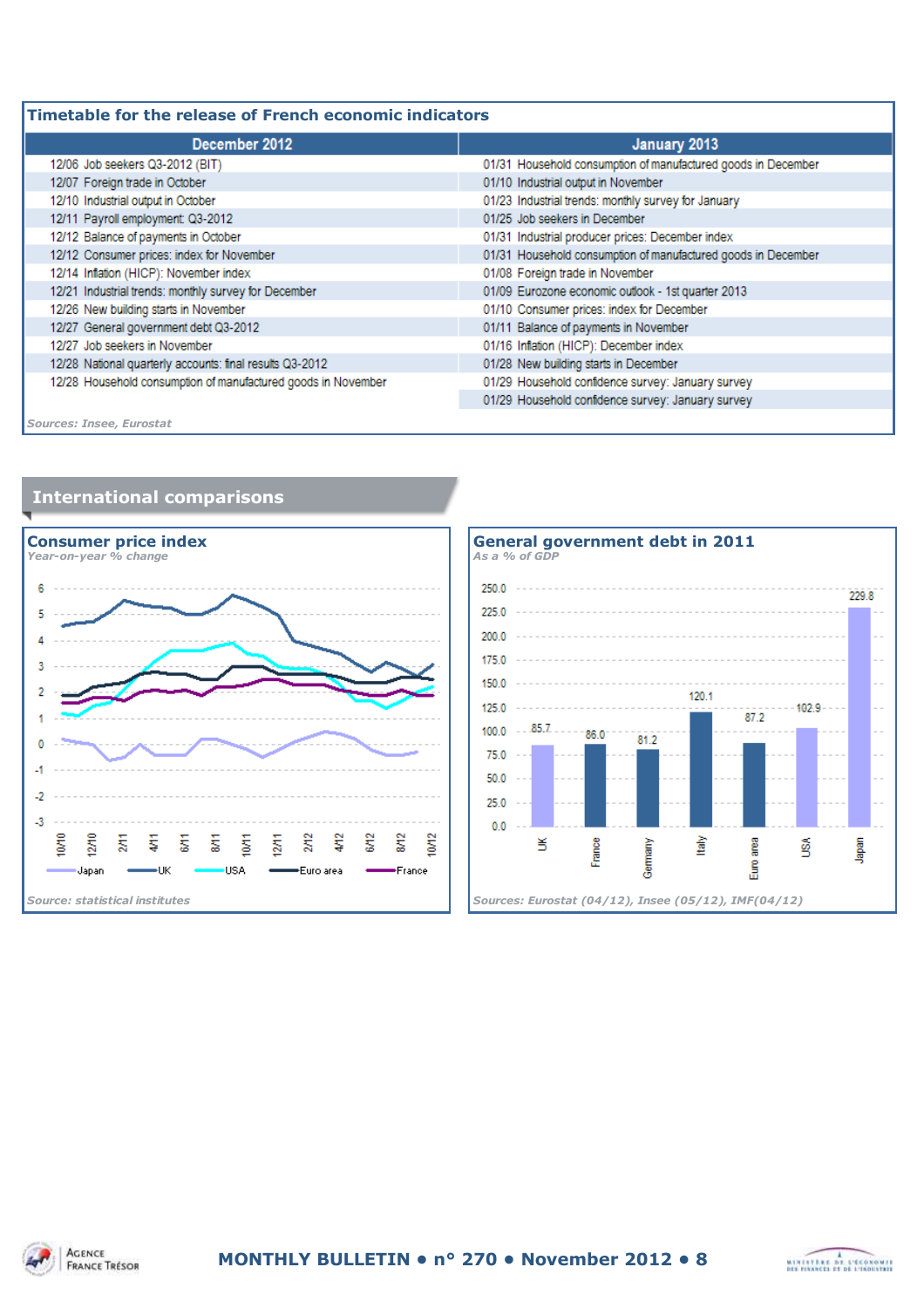## Timetable for the release of French economic indicators

| December 2012 | January 2013 |
|---|---|
| 12/06 Job seekers Q3-2012 (BIT) | 01/31 Household consumption of manufactured goods in December |
| 12/07 Foreign trade in October | 01/10 Industrial output in November |
| 12/10 Industrial output in October | 01/23 Industrial trends: monthly survey for January |
| 12/11 Payroll employment: Q3-2012 | 01/25 Job seekers in December |
| 12/12 Balance of payments in October | 01/31 Industrial producer prices: December index |
| 12/12 Consumer prices: index for November | 01/31 Household consumption of manufactured goods in December |
| 12/14 Inflation (HICP): November index | 01/08 Foreign trade in November |
| 12/21 Industrial trends: monthly survey for December | 01/09 Eurozone economic outlook - 1st quarter 2013 |
| 12/26 New building starts in November | 01/10 Consumer prices: index for December |
| 12/27 General government debt Q3-2012 | 01/11 Balance of payments in November |
| 12/27 Job seekers in November | 01/16 Inflation (HICP): December index |
| 12/28 National quarterly accounts: final results Q3-2012 | 01/28 New building starts in December |
| 12/28 Household consumption of manufactured goods in November | 01/29 Household confidence survey: January survey |
| | 01/29 Household confidence survey: January survey |

*Sources: Insee, Eurostat*

## International comparisons

### Consumer price index

*Year-on-year % change*

*Source: statistical institutes*

### General government debt in 2011

*As a % of GDP*

| UK | France | Germany | Italy | Euro area | USA | Japan |
|---|---|---|---|---|---|---|
| 85.7 | 86.0 | 81.2 | 120.1 | 87.2 | 102.9 | 229.8 |

*Sources: Eurostat (04/12), Insee (05/12), IMF(04/12)*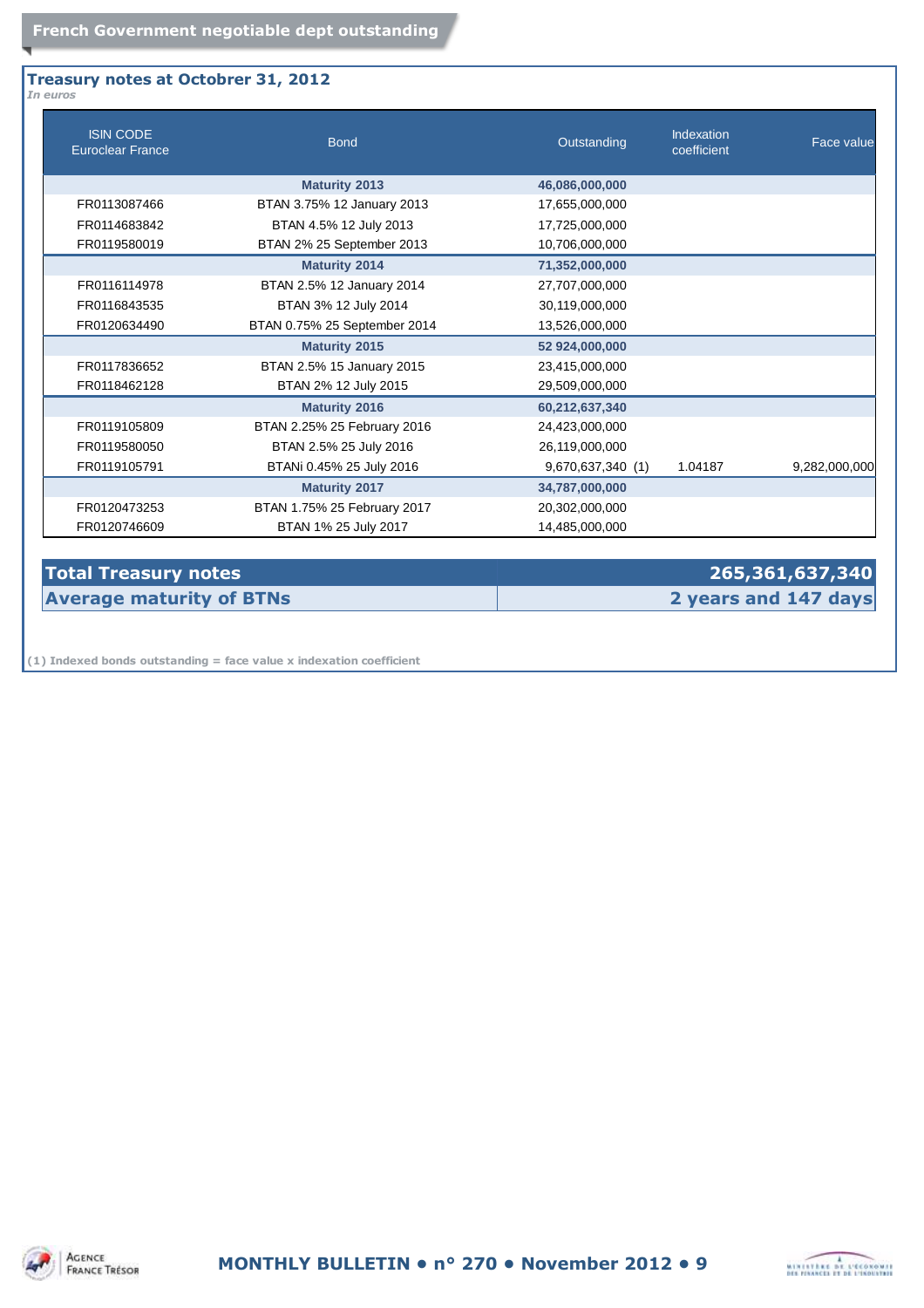## French Government negotiable dept outstanding

### Treasury notes at Octorber 31, 2012

*In euros*

| ISIN CODE Euroclear France | Bond | Outstanding | Indexation coefficient | Face value |
|---|---|---|---|---|
| | **Maturity 2013** | **46,086,000,000** | | |
| FR0113087466 | BTAN 3.75% 12 January 2013 | 17,655,000,000 | | |
| FR0114683842 | BTAN 4.5% 12 July 2013 | 17,725,000,000 | | |
| FR0119580019 | BTAN 2% 25 September 2013 | 10,706,000,000 | | |
| | **Maturity 2014** | **71,352,000,000** | | |
| FR0116114978 | BTAN 2.5% 12 January 2014 | 27,707,000,000 | | |
| FR0116843535 | BTAN 3% 12 July 2014 | 30,119,000,000 | | |
| FR0120634490 | BTAN 0.75% 25 September 2014 | 13,526,000,000 | | |
| | **Maturity 2015** | **52 924,000,000** | | |
| FR0117836652 | BTAN 2.5% 15 January 2015 | 23,415,000,000 | | |
| FR0118462128 | BTAN 2% 12 July 2015 | 29,509,000,000 | | |
| | **Maturity 2016** | **60,212,637,340** | | |
| FR0119105809 | BTAN 2.25% 25 February 2016 | 24,423,000,000 | | |
| FR0119580050 | BTAN 2.5% 25 July 2016 | 26,119,000,000 | | |
| FR0119105791 | BTANi 0.45% 25 July 2016 | 9,670,637,340 (1) | 1.04187 | 9,282,000,000 |
| | **Maturity 2017** | **34,787,000,000** | | |
| FR0120473253 | BTAN 1.75% 25 February 2017 | 20,302,000,000 | | |
| FR0120746609 | BTAN 1% 25 July 2017 | 14,485,000,000 | | |

| | |
|---|---|
| **Total Treasury notes** | **265,361,637,340** |
| **Average maturity of BTNs** | **2 years and 147 days** |

(1) Indexed bonds outstanding = face value x indexation coefficient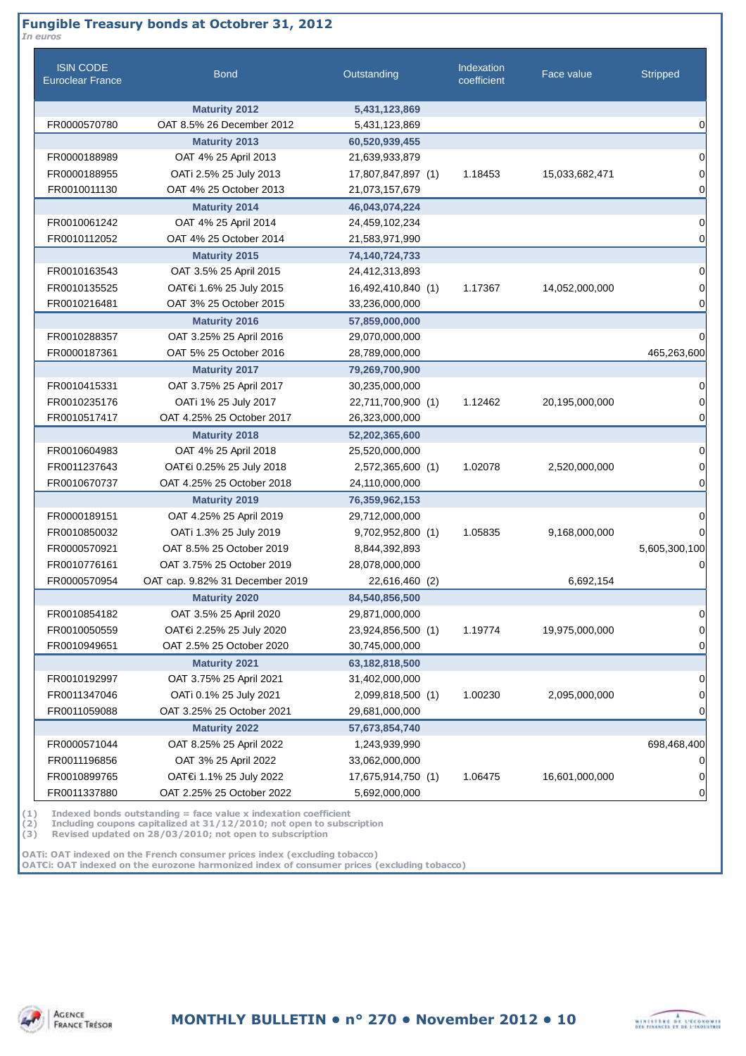## Fungible Treasury bonds at Octobrer 31, 2012

*In euros*

| ISIN CODE Euroclear France | Bond | Outstanding | Indexation coefficient | Face value | Stripped |
|---|---|---|---|---|---|
| | **Maturity 2012** | **5,431,123,869** | | | |
| FR0000570780 | OAT 8.5% 26 December 2012 | 5,431,123,869 | | | 0 |
| | **Maturity 2013** | **60,520,939,455** | | | |
| FR0000188989 | OAT 4% 25 April 2013 | 21,639,933,879 | | | 0 |
| FR0000188955 | OATi 2.5% 25 July 2013 | 17,807,847,897 (1) | 1.18453 | 15,033,682,471 | 0 |
| FR0010011130 | OAT 4% 25 October 2013 | 21,073,157,679 | | | 0 |
| | **Maturity 2014** | **46,043,074,224** | | | |
| FR0010061242 | OAT 4% 25 April 2014 | 24,459,102,234 | | | 0 |
| FR0010112052 | OAT 4% 25 October 2014 | 21,583,971,990 | | | 0 |
| | **Maturity 2015** | **74,140,724,733** | | | |
| FR0010163543 | OAT 3.5% 25 April 2015 | 24,412,313,893 | | | 0 |
| FR0010135525 | OAT€i 1.6% 25 July 2015 | 16,492,410,840 (1) | 1.17367 | 14,052,000,000 | 0 |
| FR0010216481 | OAT 3% 25 October 2015 | 33,236,000,000 | | | 0 |
| | **Maturity 2016** | **57,859,000,000** | | | |
| FR0010288357 | OAT 3.25% 25 April 2016 | 29,070,000,000 | | | 0 |
| FR0000187361 | OAT 5% 25 October 2016 | 28,789,000,000 | | | 465,263,600 |
| | **Maturity 2017** | **79,269,700,900** | | | |
| FR0010415331 | OAT 3.75% 25 April 2017 | 30,235,000,000 | | | 0 |
| FR0010235176 | OATi 1% 25 July 2017 | 22,711,700,900 (1) | 1.12462 | 20,195,000,000 | 0 |
| FR0010517417 | OAT 4.25% 25 October 2017 | 26,323,000,000 | | | 0 |
| | **Maturity 2018** | **52,202,365,600** | | | |
| FR0010604983 | OAT 4% 25 April 2018 | 25,520,000,000 | | | 0 |
| FR0011237643 | OAT€i 0.25% 25 July 2018 | 2,572,365,600 (1) | 1.02078 | 2,520,000,000 | 0 |
| FR0010670737 | OAT 4.25% 25 October 2018 | 24,110,000,000 | | | 0 |
| | **Maturity 2019** | **76,359,962,153** | | | |
| FR0000189151 | OAT 4.25% 25 April 2019 | 29,712,000,000 | | | 0 |
| FR0010850032 | OATi 1.3% 25 July 2019 | 9,702,952,800 (1) | 1.05835 | 9,168,000,000 | 0 |
| FR0000570921 | OAT 8.5% 25 October 2019 | 8,844,392,893 | | | 5,605,300,100 |
| FR0010776161 | OAT 3.75% 25 October 2019 | 28,078,000,000 | | | 0 |
| FR0000570954 | OAT cap. 9.82% 31 December 2019 | 22,616,460 (2) | | 6,692,154 | |
| | **Maturity 2020** | **84,540,856,500** | | | |
| FR0010854182 | OAT 3.5% 25 April 2020 | 29,871,000,000 | | | 0 |
| FR0010050559 | OAT€i 2.25% 25 July 2020 | 23,924,856,500 (1) | 1.19774 | 19,975,000,000 | 0 |
| FR0010949651 | OAT 2.5% 25 October 2020 | 30,745,000,000 | | | 0 |
| | **Maturity 2021** | **63,182,818,500** | | | |
| FR0010192997 | OAT 3.75% 25 April 2021 | 31,402,000,000 | | | 0 |
| FR0011347046 | OATi 0.1% 25 July 2021 | 2,099,818,500 (1) | 1.00230 | 2,095,000,000 | 0 |
| FR0011059088 | OAT 3.25% 25 October 2021 | 29,681,000,000 | | | 0 |
| | **Maturity 2022** | **57,673,854,740** | | | |
| FR0000571044 | OAT 8.25% 25 April 2022 | 1,243,939,990 | | | 698,468,400 |
| FR0011196856 | OAT 3% 25 April 2022 | 33,062,000,000 | | | 0 |
| FR0010899765 | OAT€i 1.1% 25 July 2022 | 17,675,914,750 (1) | 1.06475 | 16,601,000,000 | 0 |
| FR0011337880 | OAT 2.25% 25 October 2022 | 5,692,000,000 | | | 0 |

(1) Indexed bonds outstanding = face value x indexation coefficient
(2) Including coupons capitalized at 31/12/2010; not open to subscription
(3) Revised updated on 28/03/2010; not open to subscription

OATi: OAT indexed on the French consumer prices index (excluding tobacco)
OAT€i: OAT indexed on the eurozone harmonized index of consumer prices (excluding tobacco)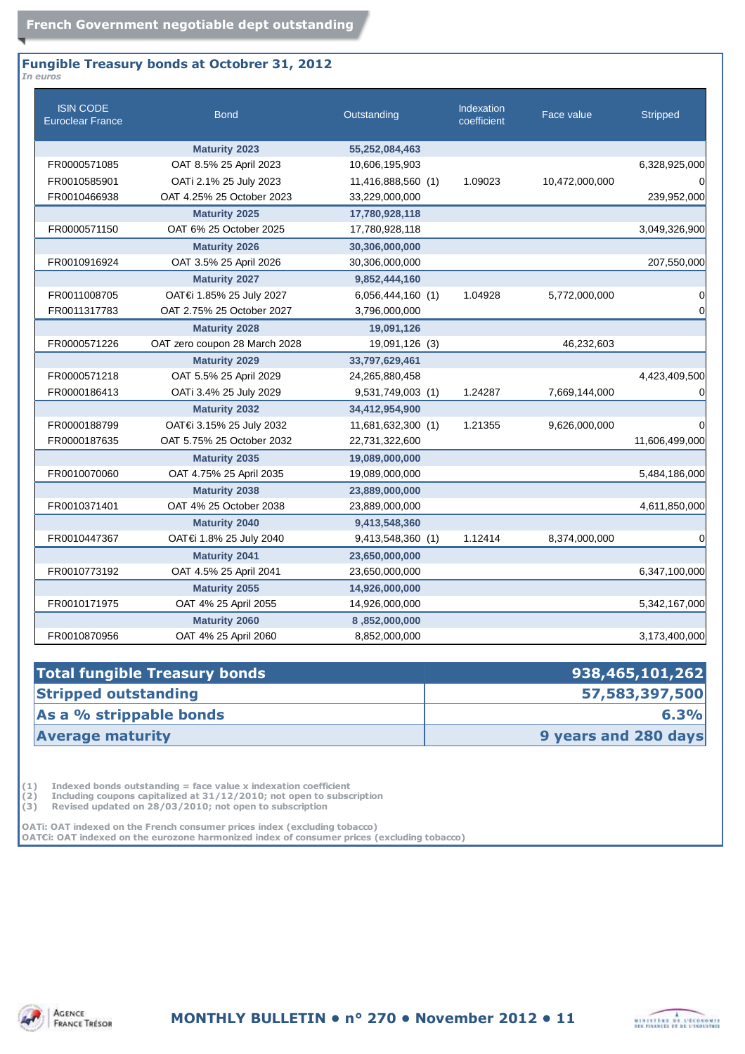## French Government negotiable dept outstanding

### Fungible Treasury bonds at Octobrer 31, 2012

*In euros*

| ISIN CODE Euroclear France | Bond | Outstanding | | Indexation coefficient | Face value | Stripped |
|---|---|---|---|---|---|---|
| | **Maturity 2023** | **55,252,084,463** | | | | |
| FR0000571085 | OAT 8.5% 25 April 2023 | 10,606,195,903 | | | | 6,328,925,000 |
| FR0010585901 | OATi 2.1% 25 July 2023 | 11,416,888,560 | (1) | 1.09023 | 10,472,000,000 | 0 |
| FR0010466938 | OAT 4.25% 25 October 2023 | 33,229,000,000 | | | | 239,952,000 |
| | **Maturity 2025** | **17,780,928,118** | | | | |
| FR0000571150 | OAT 6% 25 October 2025 | 17,780,928,118 | | | | 3,049,326,900 |
| | **Maturity 2026** | **30,306,000,000** | | | | |
| FR0010916924 | OAT 3.5% 25 April 2026 | 30,306,000,000 | | | | 207,550,000 |
| | **Maturity 2027** | **9,852,444,160** | | | | |
| FR0011008705 | OAT€i 1.85% 25 July 2027 | 6,056,444,160 | (1) | 1.04928 | 5,772,000,000 | 0 |
| FR0011317783 | OAT 2.75% 25 October 2027 | 3,796,000,000 | | | | 0 |
| | **Maturity 2028** | **19,091,126** | | | | |
| FR0000571226 | OAT zero coupon 28 March 2028 | 19,091,126 | (3) | | 46,232,603 | |
| | **Maturity 2029** | **33,797,629,461** | | | | |
| FR0000571218 | OAT 5.5% 25 April 2029 | 24,265,880,458 | | | | 4,423,409,500 |
| FR0000186413 | OATi 3.4% 25 July 2029 | 9,531,749,003 | (1) | 1.24287 | 7,669,144,000 | 0 |
| | **Maturity 2032** | **34,412,954,900** | | | | |
| FR0000188799 | OAT€i 3.15% 25 July 2032 | 11,681,632,300 | (1) | 1.21355 | 9,626,000,000 | 0 |
| FR0000187635 | OAT 5.75% 25 October 2032 | 22,731,322,600 | | | | 11,606,499,000 |
| | **Maturity 2035** | **19,089,000,000** | | | | |
| FR0010070060 | OAT 4.75% 25 April 2035 | 19,089,000,000 | | | | 5,484,186,000 |
| | **Maturity 2038** | **23,889,000,000** | | | | |
| FR0010371401 | OAT 4% 25 October 2038 | 23,889,000,000 | | | | 4,611,850,000 |
| | **Maturity 2040** | **9,413,548,360** | | | | |
| FR0010447367 | OAT€i 1.8% 25 July 2040 | 9,413,548,360 | (1) | 1.12414 | 8,374,000,000 | 0 |
| | **Maturity 2041** | **23,650,000,000** | | | | |
| FR0010773192 | OAT 4.5% 25 April 2041 | 23,650,000,000 | | | | 6,347,100,000 |
| | **Maturity 2055** | **14,926,000,000** | | | | |
| FR0010171975 | OAT 4% 25 April 2055 | 14,926,000,000 | | | | 5,342,167,000 |
| | **Maturity 2060** | **8 ,852,000,000** | | | | |
| FR0010870956 | OAT 4% 25 April 2060 | 8,852,000,000 | | | | 3,173,400,000 |

| | |
|---|---|
| **Total fungible Treasury bonds** | **938,465,101,262** |
| **Stripped outstanding** | **57,583,397,500** |
| **As a % strippable bonds** | **6.3%** |
| **Average maturity** | **9 years and 280 days** |

(1) Indexed bonds outstanding = face value x indexation coefficient
(2) Including coupons capitalized at 31/12/2010; not open to subscription
(3) Revised updated on 28/03/2010; not open to subscription

OATi: OAT indexed on the French consumer prices index (excluding tobacco)
OAT€i: OAT indexed on the eurozone harmonized index of consumer prices (excluding tobacco)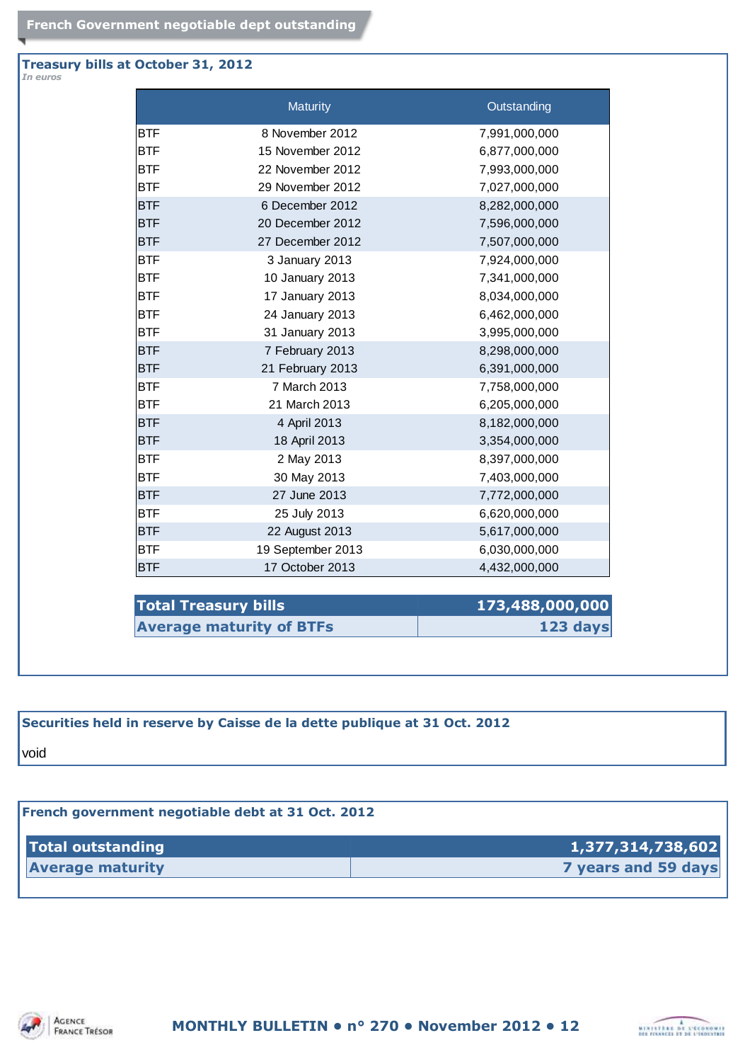## French Government negotiable dept outstanding

### Treasury bills at October 31, 2012

*In euros*

| | Maturity | Outstanding |
|---|---|---|
| BTF | 8 November 2012 | 7,991,000,000 |
| BTF | 15 November 2012 | 6,877,000,000 |
| BTF | 22 November 2012 | 7,993,000,000 |
| BTF | 29 November 2012 | 7,027,000,000 |
| BTF | 6 December 2012 | 8,282,000,000 |
| BTF | 20 December 2012 | 7,596,000,000 |
| BTF | 27 December 2012 | 7,507,000,000 |
| BTF | 3 January 2013 | 7,924,000,000 |
| BTF | 10 January 2013 | 7,341,000,000 |
| BTF | 17 January 2013 | 8,034,000,000 |
| BTF | 24 January 2013 | 6,462,000,000 |
| BTF | 31 January 2013 | 3,995,000,000 |
| BTF | 7 February 2013 | 8,298,000,000 |
| BTF | 21 February 2013 | 6,391,000,000 |
| BTF | 7 March 2013 | 7,758,000,000 |
| BTF | 21 March 2013 | 6,205,000,000 |
| BTF | 4 April 2013 | 8,182,000,000 |
| BTF | 18 April 2013 | 3,354,000,000 |
| BTF | 2 May 2013 | 8,397,000,000 |
| BTF | 30 May 2013 | 7,403,000,000 |
| BTF | 27 June 2013 | 7,772,000,000 |
| BTF | 25 July 2013 | 6,620,000,000 |
| BTF | 22 August 2013 | 5,617,000,000 |
| BTF | 19 September 2013 | 6,030,000,000 |
| BTF | 17 October 2013 | 4,432,000,000 |

| | |
|---|---|
| **Total Treasury bills** | **173,488,000,000** |
| **Average maturity of BTFs** | **123 days** |

### Securities held in reserve by Caisse de la dette publique at 31 Oct. 2012

void

### French government negotiable debt at 31 Oct. 2012

| | |
|---|---|
| **Total outstanding** | **1,377,314,738,602** |
| **Average maturity** | **7 years and 59 days** |